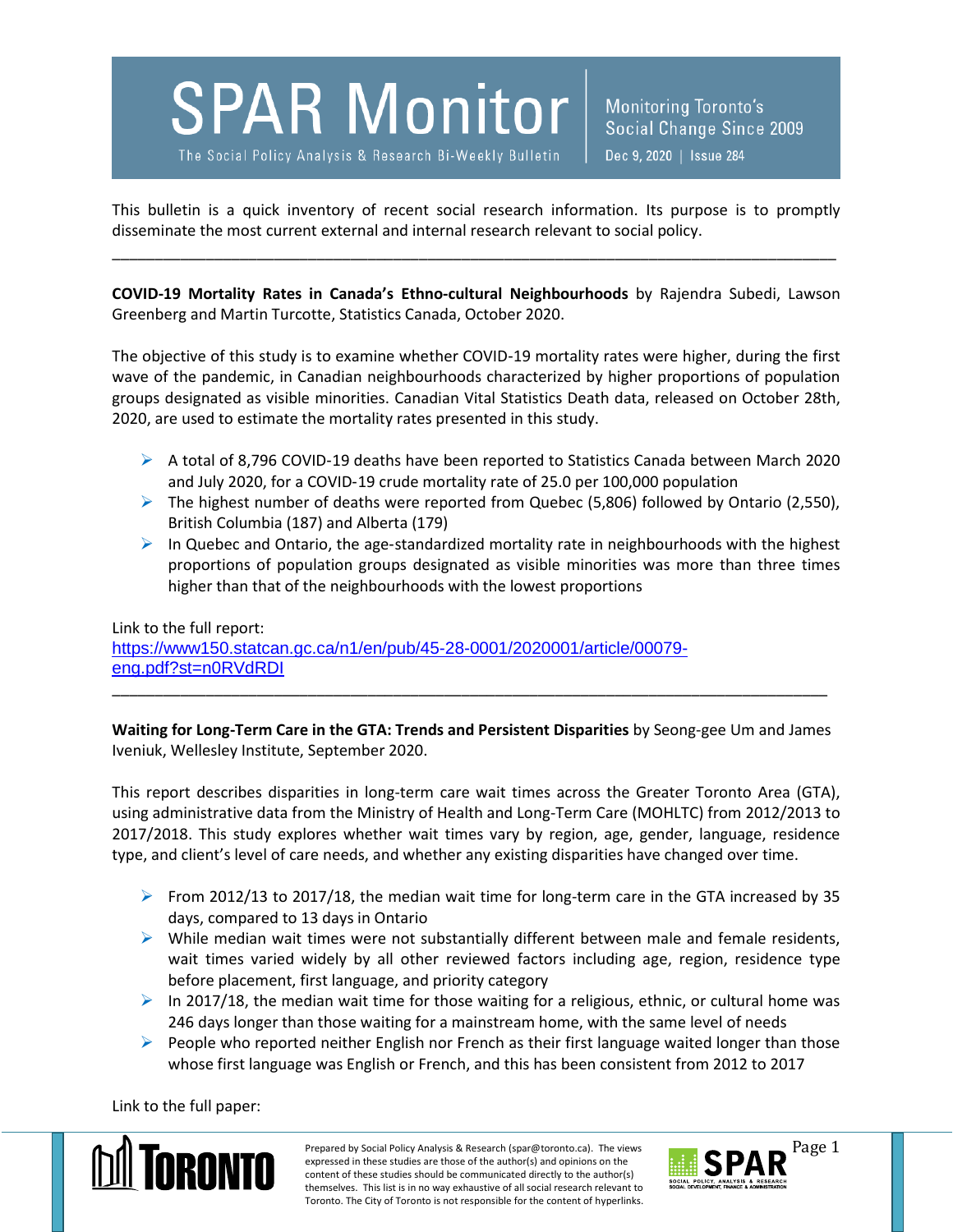# SPAR Monitor

The Social Policy Analysis & Research Bi-Weekly Bulletin

Monitoring Toronto's Social Change Since 2009

Dec 9, 2020 | Issue 284

This bulletin is a quick inventory of recent social research information. Its purpose is to promptly disseminate the most current external and internal research relevant to social policy.

---

**COVID-19 Mortality Rates in Canada's Ethno-cultural Neighbourhoods** by Rajendra Subedi, Lawson Greenberg and Martin Turcotte, Statistics Canada, October 2020.

The objective of this study is to examine whether COVID-19 mortality rates were higher, during the first wave of the pandemic, in Canadian neighbourhoods characterized by higher proportions of population groups designated as visible minorities. Canadian Vital Statistics Death data, released on October 28th, 2020, are used to estimate the mortality rates presented in this study.

- A total of 8,796 COVID-19 deaths have been reported to Statistics Canada between March 2020 and July 2020, for a COVID-19 crude mortality rate of 25.0 per 100,000 population
- The highest number of deaths were reported from Quebec (5,806) followed by Ontario (2,550), British Columbia (187) and Alberta (179)
- In Quebec and Ontario, the age-standardized mortality rate in neighbourhoods with the highest proportions of population groups designated as visible minorities was more than three times higher than that of the neighbourhoods with the lowest proportions

Link to the full report:
https://www150.statcan.gc.ca/n1/en/pub/45-28-0001/2020001/article/00079-eng.pdf?st=n0RVdRDI

---

**Waiting for Long-Term Care in the GTA: Trends and Persistent Disparities** by Seong-gee Um and James Iveniuk, Wellesley Institute, September 2020.

This report describes disparities in long-term care wait times across the Greater Toronto Area (GTA), using administrative data from the Ministry of Health and Long-Term Care (MOHLTC) from 2012/2013 to 2017/2018. This study explores whether wait times vary by region, age, gender, language, residence type, and client's level of care needs, and whether any existing disparities have changed over time.

- From 2012/13 to 2017/18, the median wait time for long-term care in the GTA increased by 35 days, compared to 13 days in Ontario
- While median wait times were not substantially different between male and female residents, wait times varied widely by all other reviewed factors including age, region, residence type before placement, first language, and priority category
- In 2017/18, the median wait time for those waiting for a religious, ethnic, or cultural home was 246 days longer than those waiting for a mainstream home, with the same level of needs
- People who reported neither English nor French as their first language waited longer than those whose first language was English or French, and this has been consistent from 2012 to 2017

Link to the full paper:

Prepared by Social Policy Analysis & Research (spar@toronto.ca). The views expressed in these studies are those of the author(s) and opinions on the content of these studies should be communicated directly to the author(s) themselves. This list is in no way exhaustive of all social research relevant to Toronto. The City of Toronto is not responsible for the content of hyperlinks.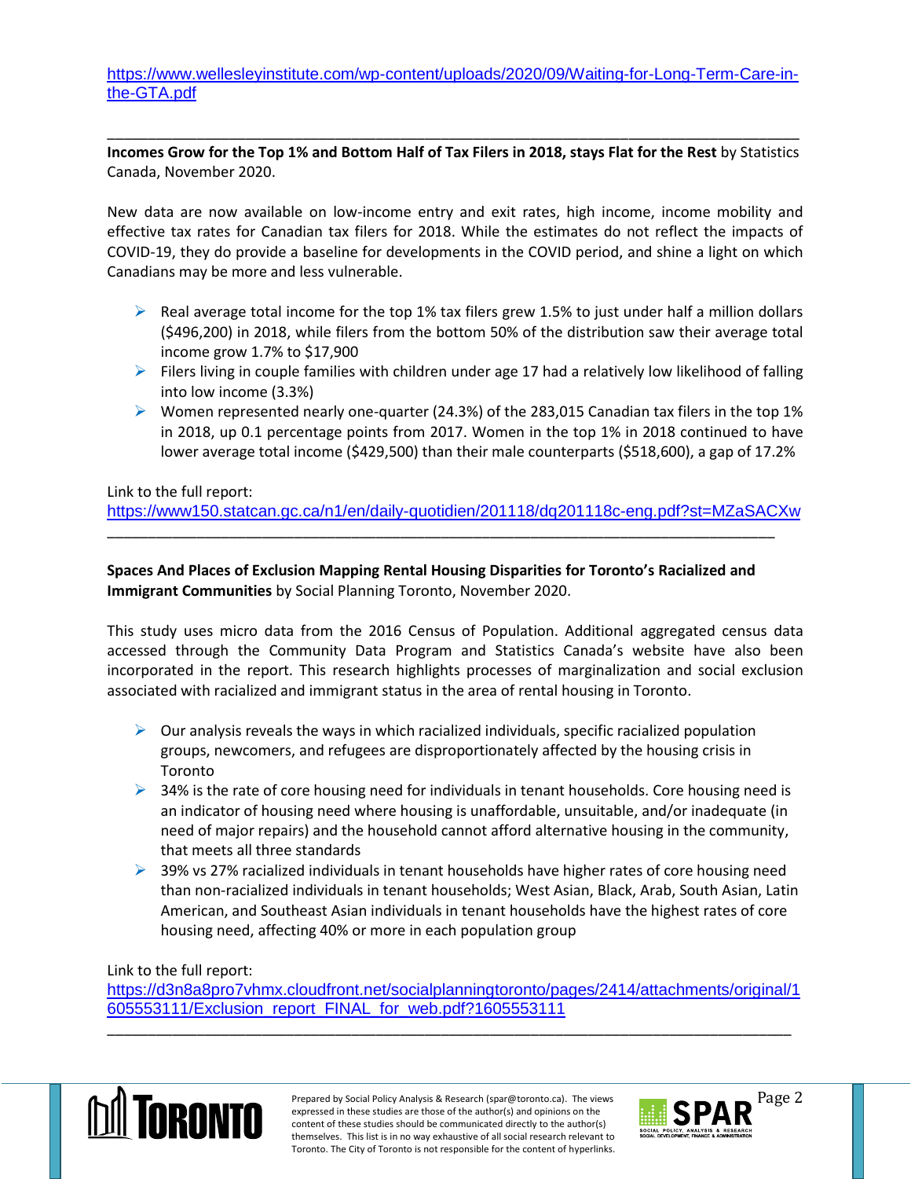https://www.wellesleyinstitute.com/wp-content/uploads/2020/09/Waiting-for-Long-Term-Care-in-the-GTA.pdf

---

**Incomes Grow for the Top 1% and Bottom Half of Tax Filers in 2018, stays Flat for the Rest** by Statistics Canada, November 2020.

New data are now available on low-income entry and exit rates, high income, income mobility and effective tax rates for Canadian tax filers for 2018. While the estimates do not reflect the impacts of COVID-19, they do provide a baseline for developments in the COVID period, and shine a light on which Canadians may be more and less vulnerable.

- Real average total income for the top 1% tax filers grew 1.5% to just under half a million dollars ($496,200) in 2018, while filers from the bottom 50% of the distribution saw their average total income grow 1.7% to $17,900
- Filers living in couple families with children under age 17 had a relatively low likelihood of falling into low income (3.3%)
- Women represented nearly one-quarter (24.3%) of the 283,015 Canadian tax filers in the top 1% in 2018, up 0.1 percentage points from 2017. Women in the top 1% in 2018 continued to have lower average total income ($429,500) than their male counterparts ($518,600), a gap of 17.2%

Link to the full report:
https://www150.statcan.gc.ca/n1/en/daily-quotidien/201118/dq201118c-eng.pdf?st=MZaSACXw

---

**Spaces And Places of Exclusion Mapping Rental Housing Disparities for Toronto's Racialized and Immigrant Communities** by Social Planning Toronto, November 2020.

This study uses micro data from the 2016 Census of Population. Additional aggregated census data accessed through the Community Data Program and Statistics Canada's website have also been incorporated in the report. This research highlights processes of marginalization and social exclusion associated with racialized and immigrant status in the area of rental housing in Toronto.

- Our analysis reveals the ways in which racialized individuals, specific racialized population groups, newcomers, and refugees are disproportionately affected by the housing crisis in Toronto
- 34% is the rate of core housing need for individuals in tenant households. Core housing need is an indicator of housing need where housing is unaffordable, unsuitable, and/or inadequate (in need of major repairs) and the household cannot afford alternative housing in the community, that meets all three standards
- 39% vs 27% racialized individuals in tenant households have higher rates of core housing need than non-racialized individuals in tenant households; West Asian, Black, Arab, South Asian, Latin American, and Southeast Asian individuals in tenant households have the highest rates of core housing need, affecting 40% or more in each population group

Link to the full report:
https://d3n8a8pro7vhmx.cloudfront.net/socialplanningtoronto/pages/2414/attachments/original/1605553111/Exclusion_report_FINAL_for_web.pdf?1605553111

---

Prepared by Social Policy Analysis & Research (spar@toronto.ca). The views expressed in these studies are those of the author(s) and opinions on the content of these studies should be communicated directly to the author(s) themselves. This list is in no way exhaustive of all social research relevant to Toronto. The City of Toronto is not responsible for the content of hyperlinks.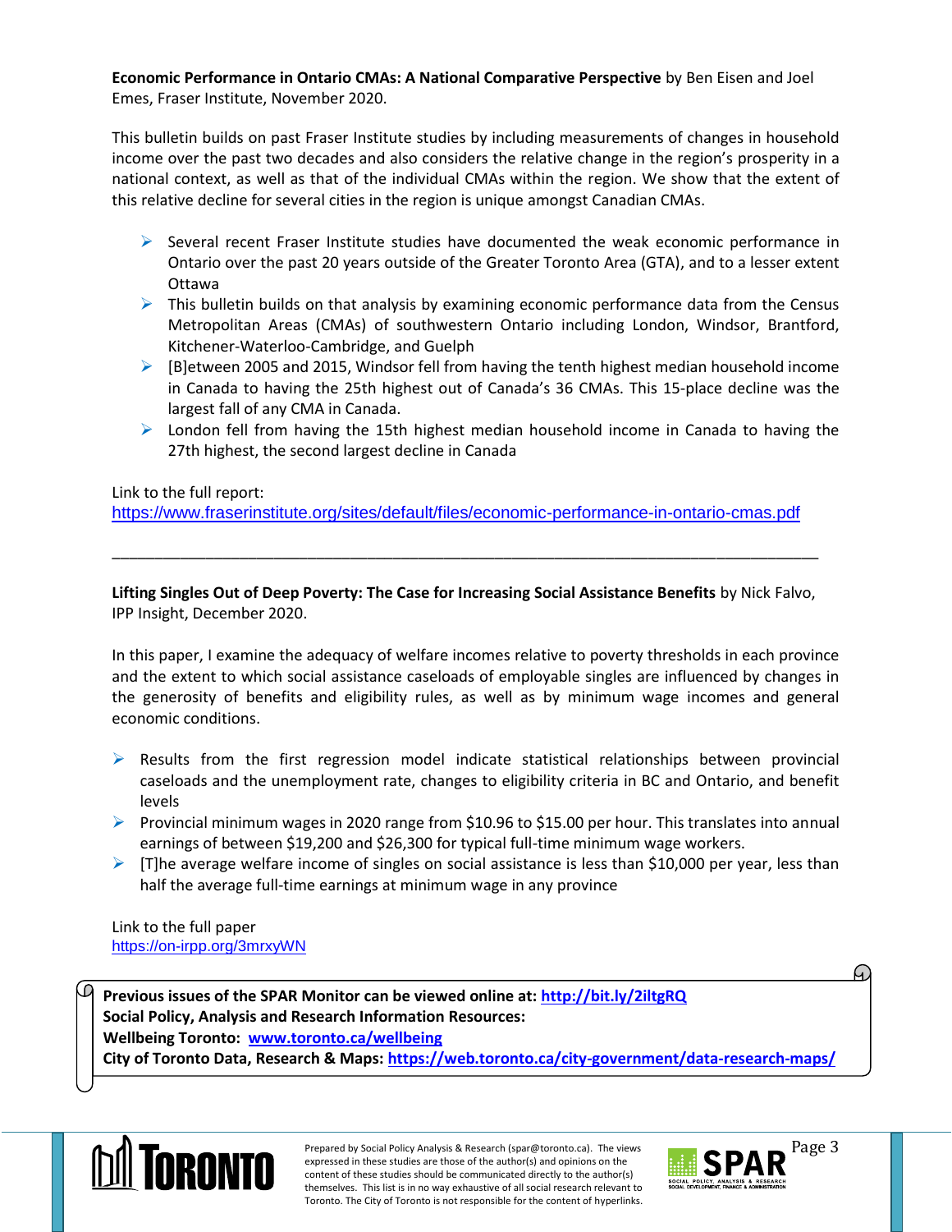**Economic Performance in Ontario CMAs: A National Comparative Perspective** by Ben Eisen and Joel Emes, Fraser Institute, November 2020.

This bulletin builds on past Fraser Institute studies by including measurements of changes in household income over the past two decades and also considers the relative change in the region's prosperity in a national context, as well as that of the individual CMAs within the region. We show that the extent of this relative decline for several cities in the region is unique amongst Canadian CMAs.

- Several recent Fraser Institute studies have documented the weak economic performance in Ontario over the past 20 years outside of the Greater Toronto Area (GTA), and to a lesser extent Ottawa
- This bulletin builds on that analysis by examining economic performance data from the Census Metropolitan Areas (CMAs) of southwestern Ontario including London, Windsor, Brantford, Kitchener-Waterloo-Cambridge, and Guelph
- [B]etween 2005 and 2015, Windsor fell from having the tenth highest median household income in Canada to having the 25th highest out of Canada's 36 CMAs. This 15-place decline was the largest fall of any CMA in Canada.
- London fell from having the 15th highest median household income in Canada to having the 27th highest, the second largest decline in Canada

Link to the full report:
https://www.fraserinstitute.org/sites/default/files/economic-performance-in-ontario-cmas.pdf

---

**Lifting Singles Out of Deep Poverty: The Case for Increasing Social Assistance Benefits** by Nick Falvo, IPP Insight, December 2020.

In this paper, I examine the adequacy of welfare incomes relative to poverty thresholds in each province and the extent to which social assistance caseloads of employable singles are influenced by changes in the generosity of benefits and eligibility rules, as well as by minimum wage incomes and general economic conditions.

- Results from the first regression model indicate statistical relationships between provincial caseloads and the unemployment rate, changes to eligibility criteria in BC and Ontario, and benefit levels
- Provincial minimum wages in 2020 range from $10.96 to $15.00 per hour. This translates into annual earnings of between $19,200 and $26,300 for typical full-time minimum wage workers.
- [T]he average welfare income of singles on social assistance is less than $10,000 per year, less than half the average full-time earnings at minimum wage in any province

Link to the full paper
https://on-irpp.org/3mrxyWN

**Previous issues of the SPAR Monitor can be viewed online at: http://bit.ly/2iltgRQ**
**Social Policy, Analysis and Research Information Resources:**
**Wellbeing Toronto: www.toronto.ca/wellbeing**
**City of Toronto Data, Research & Maps: https://web.toronto.ca/city-government/data-research-maps/**

Prepared by Social Policy Analysis & Research (spar@toronto.ca). The views expressed in these studies are those of the author(s) and opinions on the content of these studies should be communicated directly to the author(s) themselves. This list is in no way exhaustive of all social research relevant to Toronto. The City of Toronto is not responsible for the content of hyperlinks.